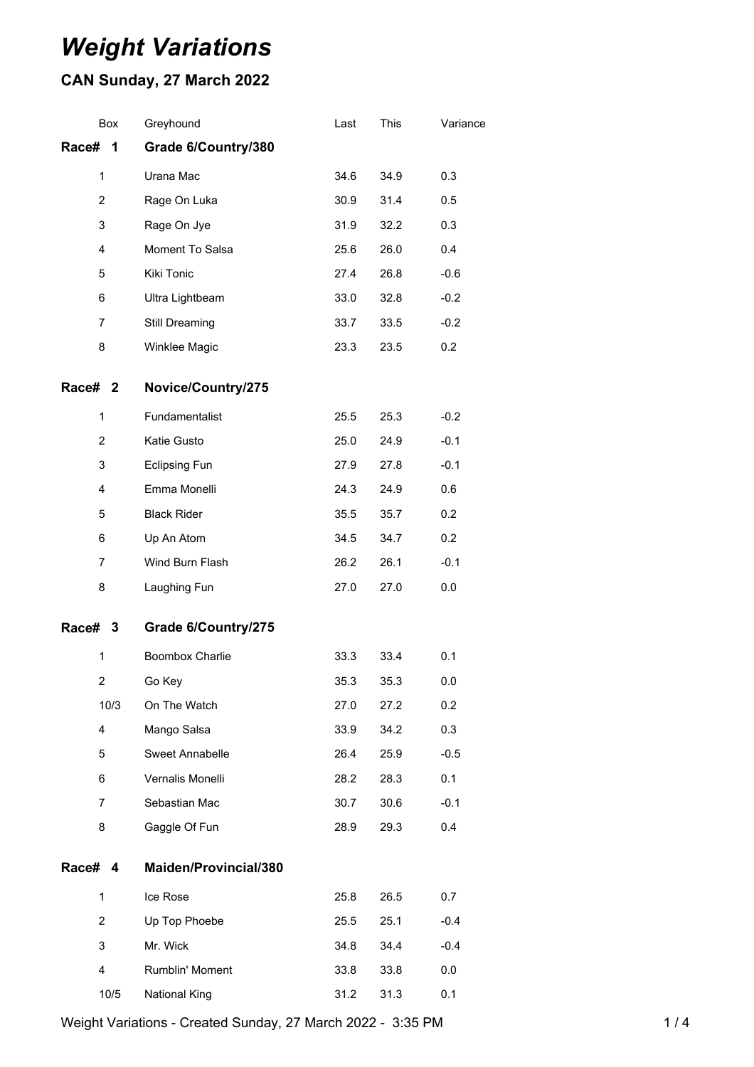# *Weight Variations*

## CAN Sunday, 27 March 2022

| Box | Greyhound | Last | This | Variance |
|---|---|---|---|---|
| **Race# 1** | **Grade 6/Country/380** | | | |
| 1 | Urana Mac | 34.6 | 34.9 | 0.3 |
| 2 | Rage On Luka | 30.9 | 31.4 | 0.5 |
| 3 | Rage On Jye | 31.9 | 32.2 | 0.3 |
| 4 | Moment To Salsa | 25.6 | 26.0 | 0.4 |
| 5 | Kiki Tonic | 27.4 | 26.8 | -0.6 |
| 6 | Ultra Lightbeam | 33.0 | 32.8 | -0.2 |
| 7 | Still Dreaming | 33.7 | 33.5 | -0.2 |
| 8 | Winklee Magic | 23.3 | 23.5 | 0.2 |
| **Race# 2** | **Novice/Country/275** | | | |
| 1 | Fundamentalist | 25.5 | 25.3 | -0.2 |
| 2 | Katie Gusto | 25.0 | 24.9 | -0.1 |
| 3 | Eclipsing Fun | 27.9 | 27.8 | -0.1 |
| 4 | Emma Monelli | 24.3 | 24.9 | 0.6 |
| 5 | Black Rider | 35.5 | 35.7 | 0.2 |
| 6 | Up An Atom | 34.5 | 34.7 | 0.2 |
| 7 | Wind Burn Flash | 26.2 | 26.1 | -0.1 |
| 8 | Laughing Fun | 27.0 | 27.0 | 0.0 |
| **Race# 3** | **Grade 6/Country/275** | | | |
| 1 | Boombox Charlie | 33.3 | 33.4 | 0.1 |
| 2 | Go Key | 35.3 | 35.3 | 0.0 |
| 10/3 | On The Watch | 27.0 | 27.2 | 0.2 |
| 4 | Mango Salsa | 33.9 | 34.2 | 0.3 |
| 5 | Sweet Annabelle | 26.4 | 25.9 | -0.5 |
| 6 | Vernalis Monelli | 28.2 | 28.3 | 0.1 |
| 7 | Sebastian Mac | 30.7 | 30.6 | -0.1 |
| 8 | Gaggle Of Fun | 28.9 | 29.3 | 0.4 |
| **Race# 4** | **Maiden/Provincial/380** | | | |
| 1 | Ice Rose | 25.8 | 26.5 | 0.7 |
| 2 | Up Top Phoebe | 25.5 | 25.1 | -0.4 |
| 3 | Mr. Wick | 34.8 | 34.4 | -0.4 |
| 4 | Rumblin' Moment | 33.8 | 33.8 | 0.0 |
| 10/5 | National King | 31.2 | 31.3 | 0.1 |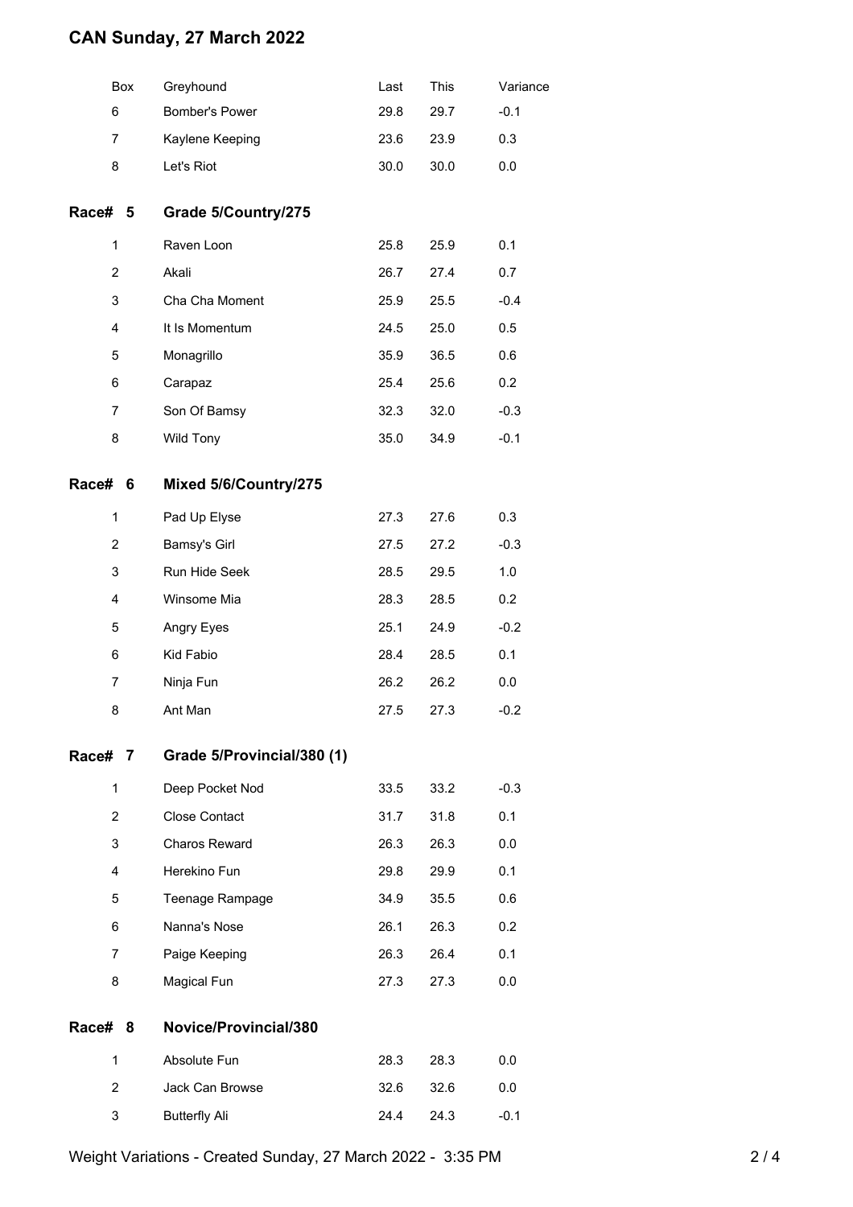# CAN Sunday, 27 March 2022

| Box | Greyhound | Last | This | Variance |
|---|---|---|---|---|
| 6 | Bomber's Power | 29.8 | 29.7 | -0.1 |
| 7 | Kaylene Keeping | 23.6 | 23.9 | 0.3 |
| 8 | Let's Riot | 30.0 | 30.0 | 0.0 |

## Race# 5 Grade 5/Country/275

| Box | Greyhound | Last | This | Variance |
|---|---|---|---|---|
| 1 | Raven Loon | 25.8 | 25.9 | 0.1 |
| 2 | Akali | 26.7 | 27.4 | 0.7 |
| 3 | Cha Cha Moment | 25.9 | 25.5 | -0.4 |
| 4 | It Is Momentum | 24.5 | 25.0 | 0.5 |
| 5 | Monagrillo | 35.9 | 36.5 | 0.6 |
| 6 | Carapaz | 25.4 | 25.6 | 0.2 |
| 7 | Son Of Bamsy | 32.3 | 32.0 | -0.3 |
| 8 | Wild Tony | 35.0 | 34.9 | -0.1 |

## Race# 6 Mixed 5/6/Country/275

| Box | Greyhound | Last | This | Variance |
|---|---|---|---|---|
| 1 | Pad Up Elyse | 27.3 | 27.6 | 0.3 |
| 2 | Bamsy's Girl | 27.5 | 27.2 | -0.3 |
| 3 | Run Hide Seek | 28.5 | 29.5 | 1.0 |
| 4 | Winsome Mia | 28.3 | 28.5 | 0.2 |
| 5 | Angry Eyes | 25.1 | 24.9 | -0.2 |
| 6 | Kid Fabio | 28.4 | 28.5 | 0.1 |
| 7 | Ninja Fun | 26.2 | 26.2 | 0.0 |
| 8 | Ant Man | 27.5 | 27.3 | -0.2 |

## Race# 7 Grade 5/Provincial/380 (1)

| Box | Greyhound | Last | This | Variance |
|---|---|---|---|---|
| 1 | Deep Pocket Nod | 33.5 | 33.2 | -0.3 |
| 2 | Close Contact | 31.7 | 31.8 | 0.1 |
| 3 | Charos Reward | 26.3 | 26.3 | 0.0 |
| 4 | Herekino Fun | 29.8 | 29.9 | 0.1 |
| 5 | Teenage Rampage | 34.9 | 35.5 | 0.6 |
| 6 | Nanna's Nose | 26.1 | 26.3 | 0.2 |
| 7 | Paige Keeping | 26.3 | 26.4 | 0.1 |
| 8 | Magical Fun | 27.3 | 27.3 | 0.0 |

## Race# 8 Novice/Provincial/380

| Box | Greyhound | Last | This | Variance |
|---|---|---|---|---|
| 1 | Absolute Fun | 28.3 | 28.3 | 0.0 |
| 2 | Jack Can Browse | 32.6 | 32.6 | 0.0 |
| 3 | Butterfly Ali | 24.4 | 24.3 | -0.1 |

Weight Variations - Created Sunday, 27 March 2022 - 3:35 PM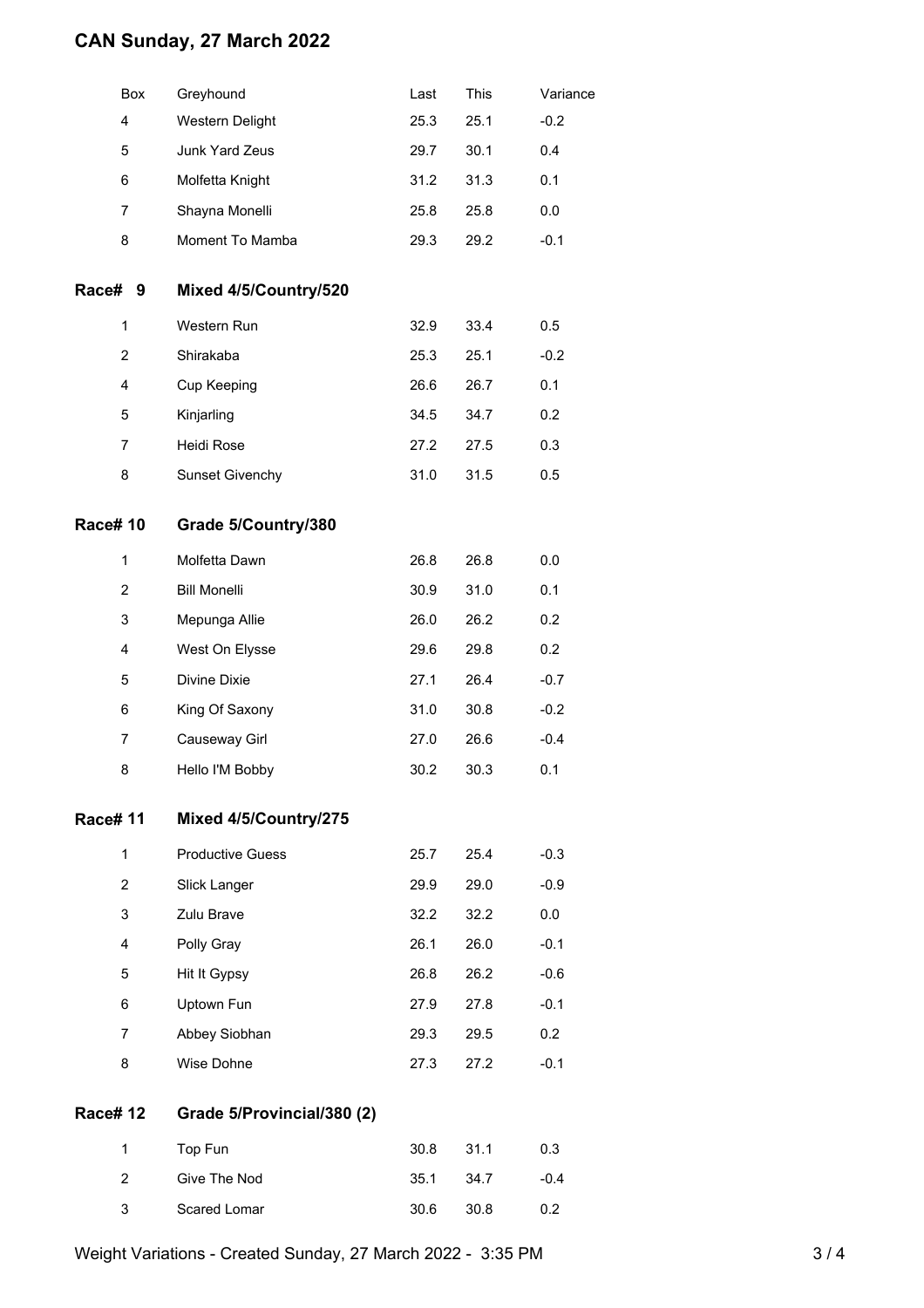## CAN Sunday, 27 March 2022

| Box | Greyhound | Last | This | Variance |
|---|---|---|---|---|
| 4 | Western Delight | 25.3 | 25.1 | -0.2 |
| 5 | Junk Yard Zeus | 29.7 | 30.1 | 0.4 |
| 6 | Molfetta Knight | 31.2 | 31.3 | 0.1 |
| 7 | Shayna Monelli | 25.8 | 25.8 | 0.0 |
| 8 | Moment To Mamba | 29.3 | 29.2 | -0.1 |

### Race# 9 Mixed 4/5/Country/520

| Box | Greyhound | Last | This | Variance |
|---|---|---|---|---|
| 1 | Western Run | 32.9 | 33.4 | 0.5 |
| 2 | Shirakaba | 25.3 | 25.1 | -0.2 |
| 4 | Cup Keeping | 26.6 | 26.7 | 0.1 |
| 5 | Kinjarling | 34.5 | 34.7 | 0.2 |
| 7 | Heidi Rose | 27.2 | 27.5 | 0.3 |
| 8 | Sunset Givenchy | 31.0 | 31.5 | 0.5 |

### Race# 10 Grade 5/Country/380

| Box | Greyhound | Last | This | Variance |
|---|---|---|---|---|
| 1 | Molfetta Dawn | 26.8 | 26.8 | 0.0 |
| 2 | Bill Monelli | 30.9 | 31.0 | 0.1 |
| 3 | Mepunga Allie | 26.0 | 26.2 | 0.2 |
| 4 | West On Elysse | 29.6 | 29.8 | 0.2 |
| 5 | Divine Dixie | 27.1 | 26.4 | -0.7 |
| 6 | King Of Saxony | 31.0 | 30.8 | -0.2 |
| 7 | Causeway Girl | 27.0 | 26.6 | -0.4 |
| 8 | Hello I'M Bobby | 30.2 | 30.3 | 0.1 |

### Race# 11 Mixed 4/5/Country/275

| Box | Greyhound | Last | This | Variance |
|---|---|---|---|---|
| 1 | Productive Guess | 25.7 | 25.4 | -0.3 |
| 2 | Slick Langer | 29.9 | 29.0 | -0.9 |
| 3 | Zulu Brave | 32.2 | 32.2 | 0.0 |
| 4 | Polly Gray | 26.1 | 26.0 | -0.1 |
| 5 | Hit It Gypsy | 26.8 | 26.2 | -0.6 |
| 6 | Uptown Fun | 27.9 | 27.8 | -0.1 |
| 7 | Abbey Siobhan | 29.3 | 29.5 | 0.2 |
| 8 | Wise Dohne | 27.3 | 27.2 | -0.1 |

### Race# 12 Grade 5/Provincial/380 (2)

| Box | Greyhound | Last | This | Variance |
|---|---|---|---|---|
| 1 | Top Fun | 30.8 | 31.1 | 0.3 |
| 2 | Give The Nod | 35.1 | 34.7 | -0.4 |
| 3 | Scared Lomar | 30.6 | 30.8 | 0.2 |

Weight Variations - Created Sunday, 27 March 2022 - 3:35 PM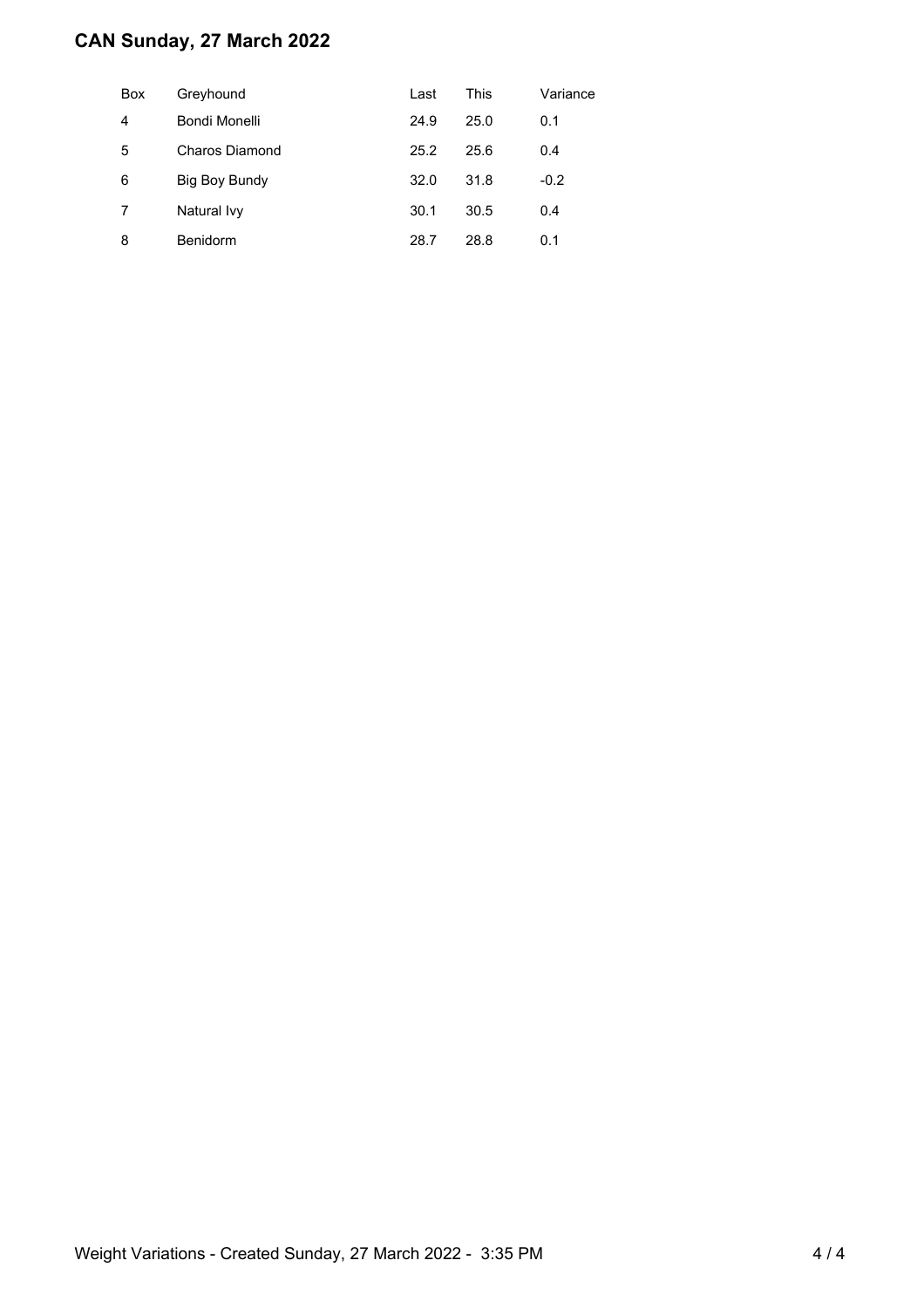# CAN Sunday, 27 March 2022

| Box | Greyhound | Last | This | Variance |
| --- | --- | --- | --- | --- |
| 4 | Bondi Monelli | 24.9 | 25.0 | 0.1 |
| 5 | Charos Diamond | 25.2 | 25.6 | 0.4 |
| 6 | Big Boy Bundy | 32.0 | 31.8 | -0.2 |
| 7 | Natural Ivy | 30.1 | 30.5 | 0.4 |
| 8 | Benidorm | 28.7 | 28.8 | 0.1 |

Weight Variations - Created Sunday, 27 March 2022 - 3:35 PM